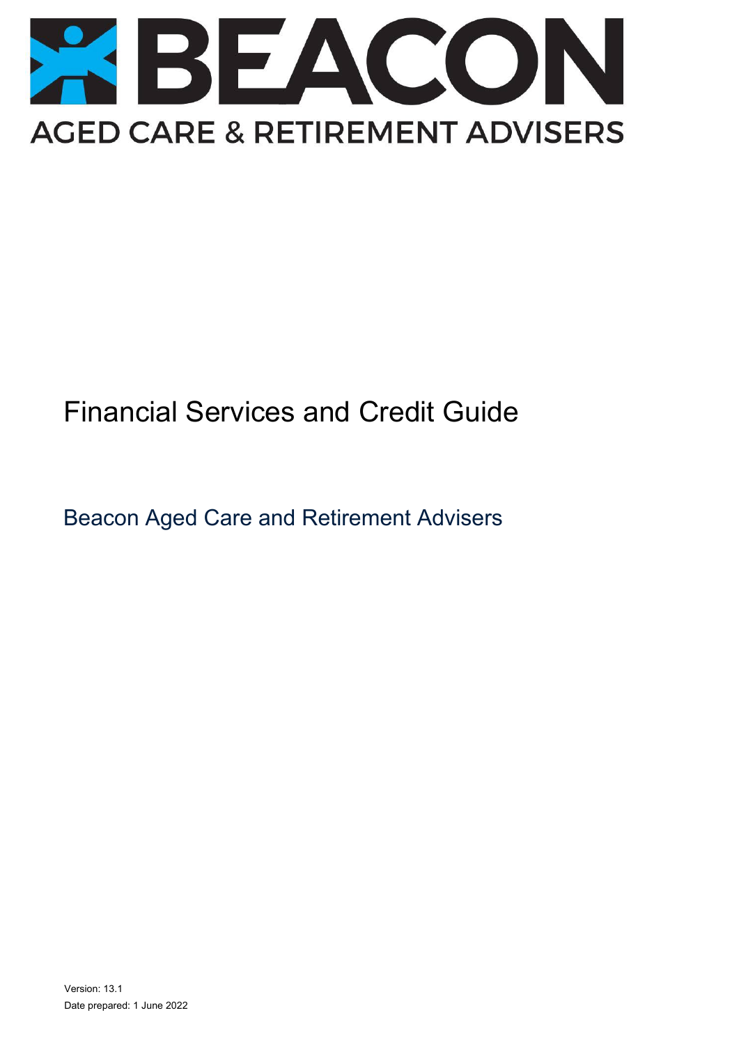# BEACON

AGED CARE & RETIREMENT ADVISERS

# Financial Services and Credit Guide

## Beacon Aged Care and Retirement Advisers

Version: 13.1

Date prepared: 1 June 2022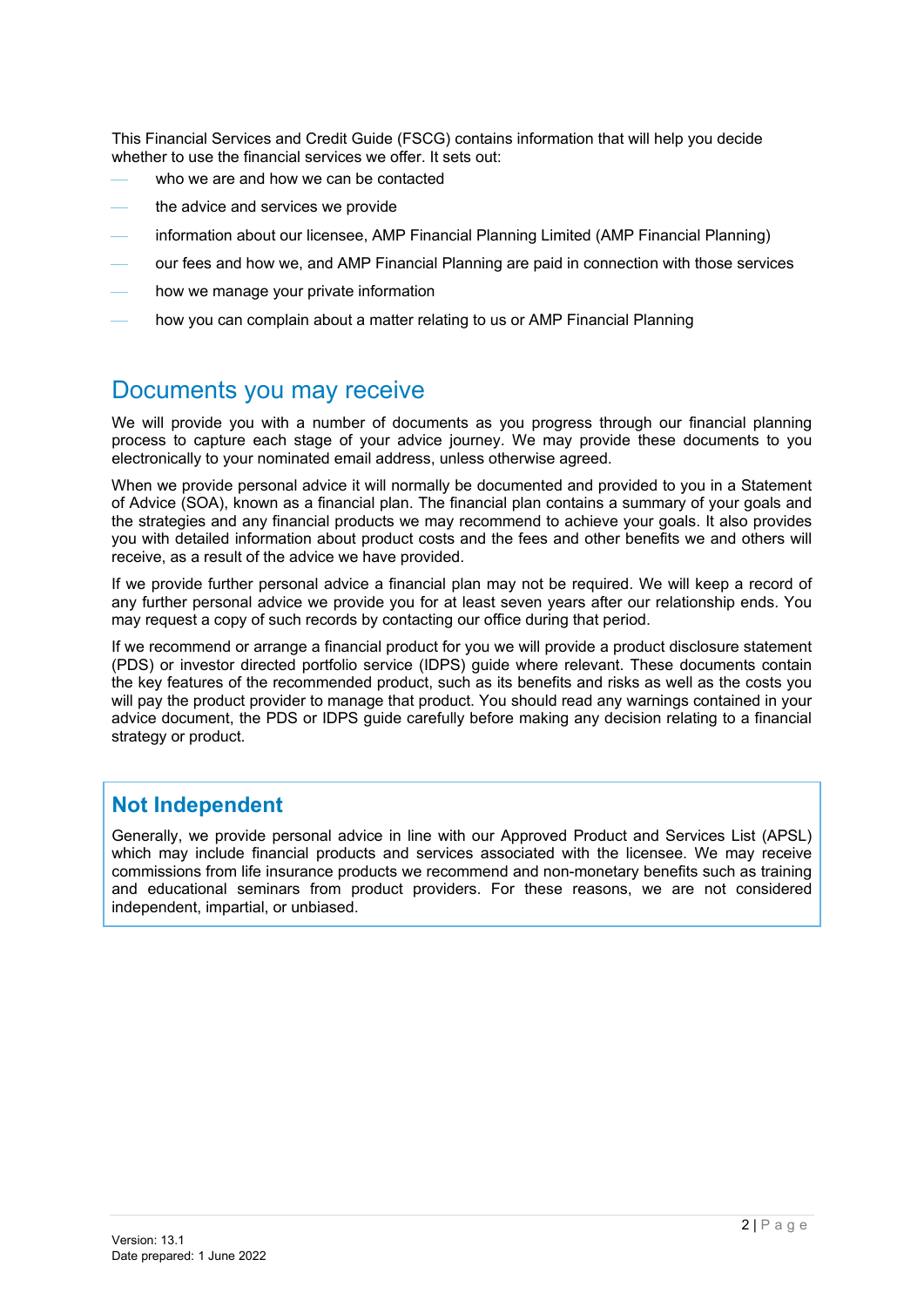This Financial Services and Credit Guide (FSCG) contains information that will help you decide whether to use the financial services we offer. It sets out:

- who we are and how we can be contacted
- the advice and services we provide
- information about our licensee, AMP Financial Planning Limited (AMP Financial Planning)
- our fees and how we, and AMP Financial Planning are paid in connection with those services
- how we manage your private information
- how you can complain about a matter relating to us or AMP Financial Planning

## Documents you may receive

We will provide you with a number of documents as you progress through our financial planning process to capture each stage of your advice journey. We may provide these documents to you electronically to your nominated email address, unless otherwise agreed.

When we provide personal advice it will normally be documented and provided to you in a Statement of Advice (SOA), known as a financial plan. The financial plan contains a summary of your goals and the strategies and any financial products we may recommend to achieve your goals. It also provides you with detailed information about product costs and the fees and other benefits we and others will receive, as a result of the advice we have provided.

If we provide further personal advice a financial plan may not be required. We will keep a record of any further personal advice we provide you for at least seven years after our relationship ends. You may request a copy of such records by contacting our office during that period.

If we recommend or arrange a financial product for you we will provide a product disclosure statement (PDS) or investor directed portfolio service (IDPS) guide where relevant. These documents contain the key features of the recommended product, such as its benefits and risks as well as the costs you will pay the product provider to manage that product. You should read any warnings contained in your advice document, the PDS or IDPS guide carefully before making any decision relating to a financial strategy or product.

### Not Independent

Generally, we provide personal advice in line with our Approved Product and Services List (APSL) which may include financial products and services associated with the licensee. We may receive commissions from life insurance products we recommend and non-monetary benefits such as training and educational seminars from product providers. For these reasons, we are not considered independent, impartial, or unbiased.

Version: 13.1
Date prepared: 1 June 2022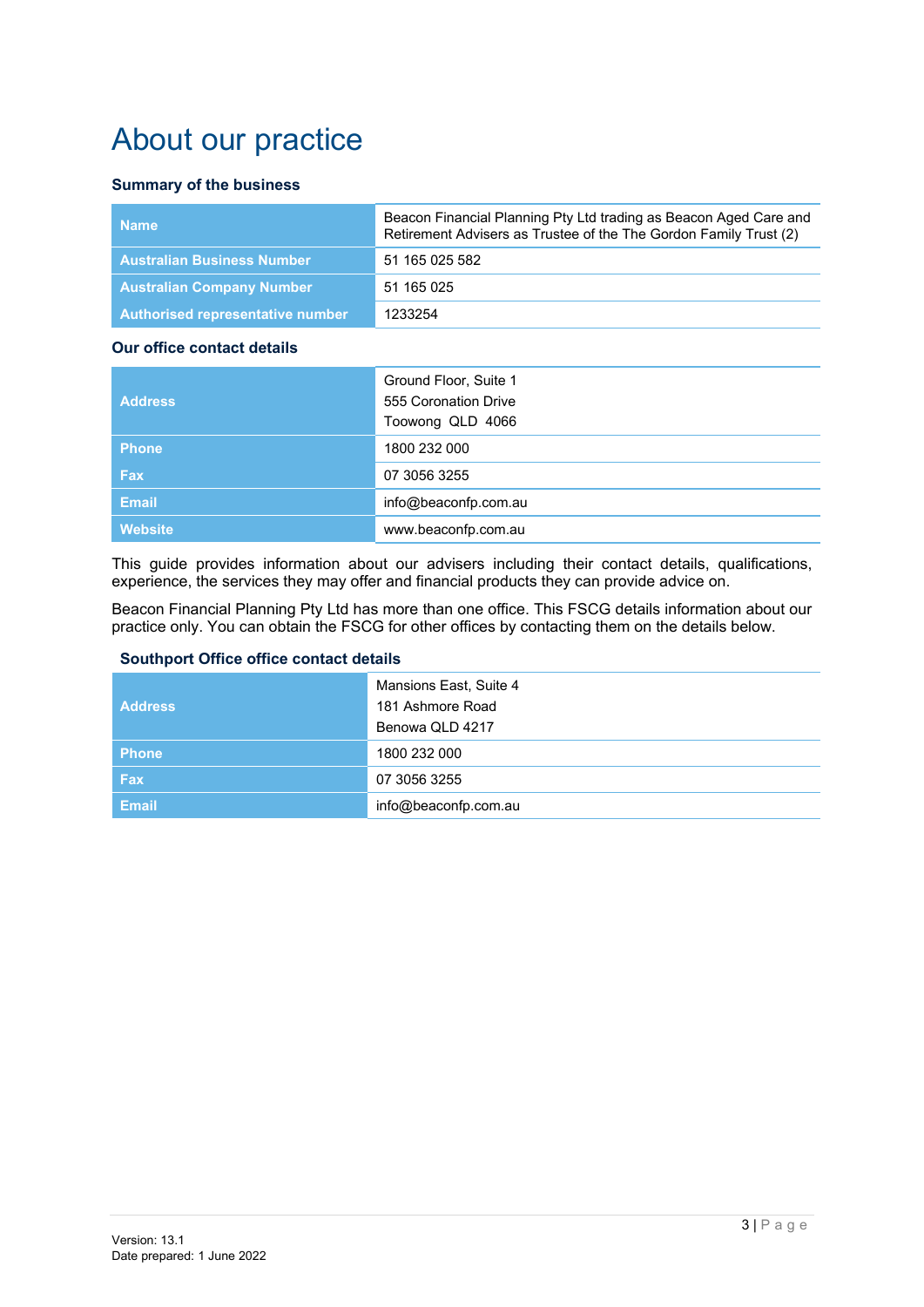# About our practice

### Summary of the business

| | |
|---|---|
| **Name** | Beacon Financial Planning Pty Ltd trading as Beacon Aged Care and Retirement Advisers as Trustee of the The Gordon Family Trust (2) |
| **Australian Business Number** | 51 165 025 582 |
| **Australian Company Number** | 51 165 025 |
| **Authorised representative number** | 1233254 |

### Our office contact details

| | |
|---|---|
| **Address** | Ground Floor, Suite 1<br>555 Coronation Drive<br>Toowong QLD 4066 |
| **Phone** | 1800 232 000 |
| **Fax** | 07 3056 3255 |
| **Email** | info@beaconfp.com.au |
| **Website** | www.beaconfp.com.au |

This guide provides information about our advisers including their contact details, qualifications, experience, the services they may offer and financial products they can provide advice on.

Beacon Financial Planning Pty Ltd has more than one office. This FSCG details information about our practice only. You can obtain the FSCG for other offices by contacting them on the details below.

### Southport Office office contact details

| | |
|---|---|
| **Address** | Mansions East, Suite 4<br>181 Ashmore Road<br>Benowa QLD 4217 |
| **Phone** | 1800 232 000 |
| **Fax** | 07 3056 3255 |
| **Email** | info@beaconfp.com.au |

Version: 13.1
Date prepared: 1 June 2022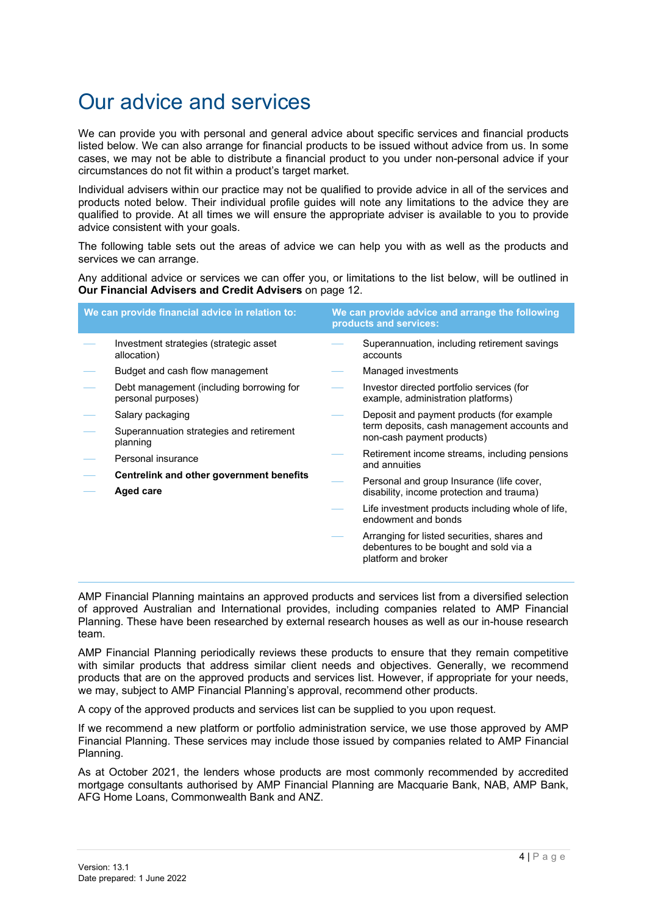# Our advice and services

We can provide you with personal and general advice about specific services and financial products listed below. We can also arrange for financial products to be issued without advice from us. In some cases, we may not be able to distribute a financial product to you under non-personal advice if your circumstances do not fit within a product's target market.

Individual advisers within our practice may not be qualified to provide advice in all of the services and products noted below. Their individual profile guides will note any limitations to the advice they are qualified to provide. At all times we will ensure the appropriate adviser is available to you to provide advice consistent with your goals.

The following table sets out the areas of advice we can help you with as well as the products and services we can arrange.

Any additional advice or services we can offer you, or limitations to the list below, will be outlined in **Our Financial Advisers and Credit Advisers** on page 12.

| We can provide financial advice in relation to: | We can provide advice and arrange the following products and services: |
|---|---|
| — Investment strategies (strategic asset allocation) | — Superannuation, including retirement savings accounts |
| — Budget and cash flow management | — Managed investments |
| — Debt management (including borrowing for personal purposes) | — Investor directed portfolio services (for example, administration platforms) |
| — Salary packaging | — Deposit and payment products (for example term deposits, cash management accounts and non-cash payment products) |
| — Superannuation strategies and retirement planning | — Retirement income streams, including pensions and annuities |
| — Personal insurance | — Personal and group Insurance (life cover, disability, income protection and trauma) |
| — **Centrelink and other government benefits** | — Life investment products including whole of life, endowment and bonds |
| — **Aged care** | — Arranging for listed securities, shares and debentures to be bought and sold via a platform and broker |

AMP Financial Planning maintains an approved products and services list from a diversified selection of approved Australian and International provides, including companies related to AMP Financial Planning. These have been researched by external research houses as well as our in-house research team.

AMP Financial Planning periodically reviews these products to ensure that they remain competitive with similar products that address similar client needs and objectives. Generally, we recommend products that are on the approved products and services list. However, if appropriate for your needs, we may, subject to AMP Financial Planning's approval, recommend other products.

A copy of the approved products and services list can be supplied to you upon request.

If we recommend a new platform or portfolio administration service, we use those approved by AMP Financial Planning. These services may include those issued by companies related to AMP Financial Planning.

As at October 2021, the lenders whose products are most commonly recommended by accredited mortgage consultants authorised by AMP Financial Planning are Macquarie Bank, NAB, AMP Bank, AFG Home Loans, Commonwealth Bank and ANZ.

Version: 13.1
Date prepared: 1 June 2022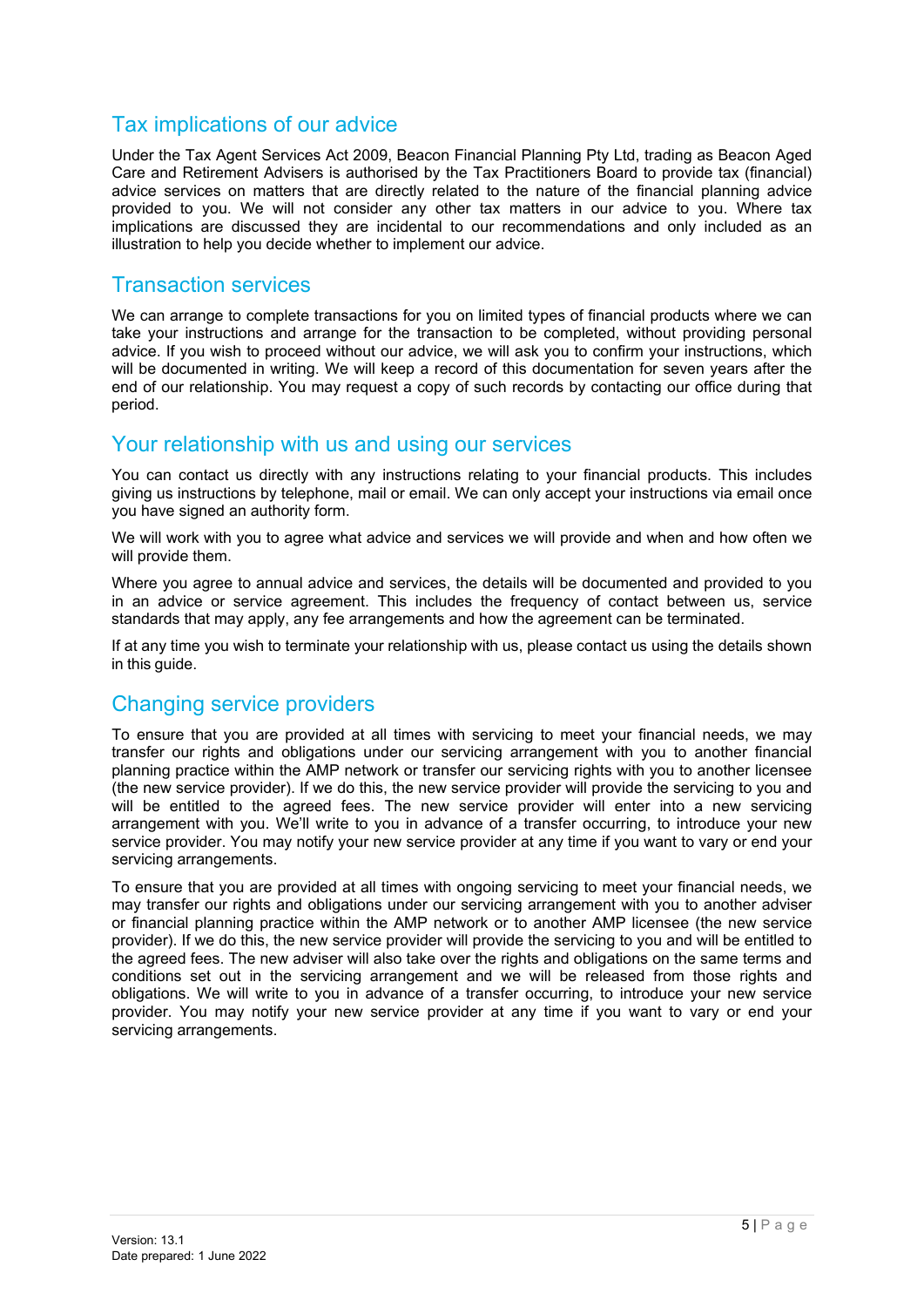## Tax implications of our advice

Under the Tax Agent Services Act 2009, Beacon Financial Planning Pty Ltd, trading as Beacon Aged Care and Retirement Advisers is authorised by the Tax Practitioners Board to provide tax (financial) advice services on matters that are directly related to the nature of the financial planning advice provided to you. We will not consider any other tax matters in our advice to you. Where tax implications are discussed they are incidental to our recommendations and only included as an illustration to help you decide whether to implement our advice.

## Transaction services

We can arrange to complete transactions for you on limited types of financial products where we can take your instructions and arrange for the transaction to be completed, without providing personal advice. If you wish to proceed without our advice, we will ask you to confirm your instructions, which will be documented in writing. We will keep a record of this documentation for seven years after the end of our relationship. You may request a copy of such records by contacting our office during that period.

## Your relationship with us and using our services

You can contact us directly with any instructions relating to your financial products. This includes giving us instructions by telephone, mail or email. We can only accept your instructions via email once you have signed an authority form.

We will work with you to agree what advice and services we will provide and when and how often we will provide them.

Where you agree to annual advice and services, the details will be documented and provided to you in an advice or service agreement. This includes the frequency of contact between us, service standards that may apply, any fee arrangements and how the agreement can be terminated.

If at any time you wish to terminate your relationship with us, please contact us using the details shown in this guide.

## Changing service providers

To ensure that you are provided at all times with servicing to meet your financial needs, we may transfer our rights and obligations under our servicing arrangement with you to another financial planning practice within the AMP network or transfer our servicing rights with you to another licensee (the new service provider). If we do this, the new service provider will provide the servicing to you and will be entitled to the agreed fees. The new service provider will enter into a new servicing arrangement with you. We'll write to you in advance of a transfer occurring, to introduce your new service provider. You may notify your new service provider at any time if you want to vary or end your servicing arrangements.

To ensure that you are provided at all times with ongoing servicing to meet your financial needs, we may transfer our rights and obligations under our servicing arrangement with you to another adviser or financial planning practice within the AMP network or to another AMP licensee (the new service provider). If we do this, the new service provider will provide the servicing to you and will be entitled to the agreed fees. The new adviser will also take over the rights and obligations on the same terms and conditions set out in the servicing arrangement and we will be released from those rights and obligations. We will write to you in advance of a transfer occurring, to introduce your new service provider. You may notify your new service provider at any time if you want to vary or end your servicing arrangements.

Version: 13.1
Date prepared: 1 June 2022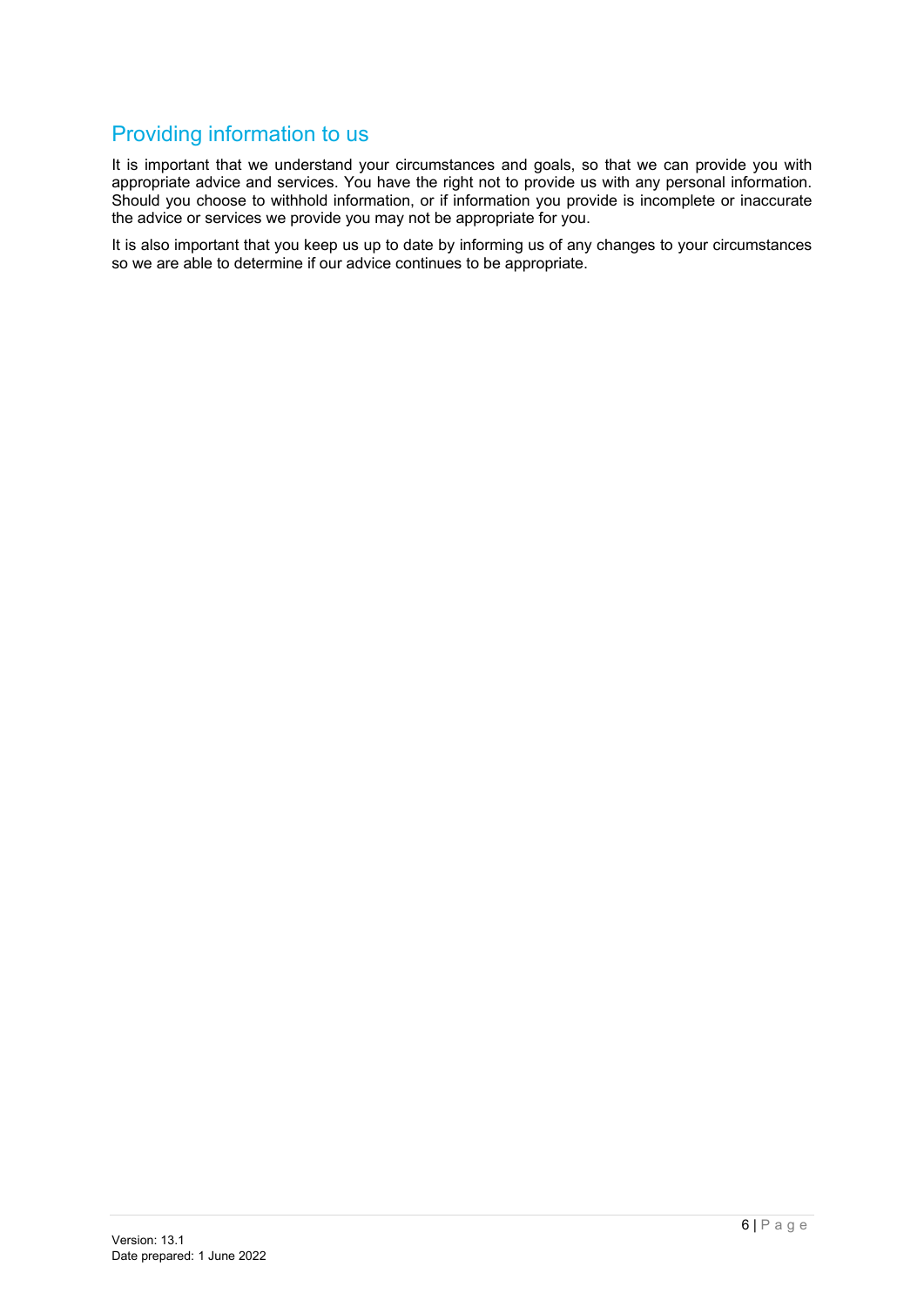## Providing information to us

It is important that we understand your circumstances and goals, so that we can provide you with appropriate advice and services. You have the right not to provide us with any personal information. Should you choose to withhold information, or if information you provide is incomplete or inaccurate the advice or services we provide you may not be appropriate for you.

It is also important that you keep us up to date by informing us of any changes to your circumstances so we are able to determine if our advice continues to be appropriate.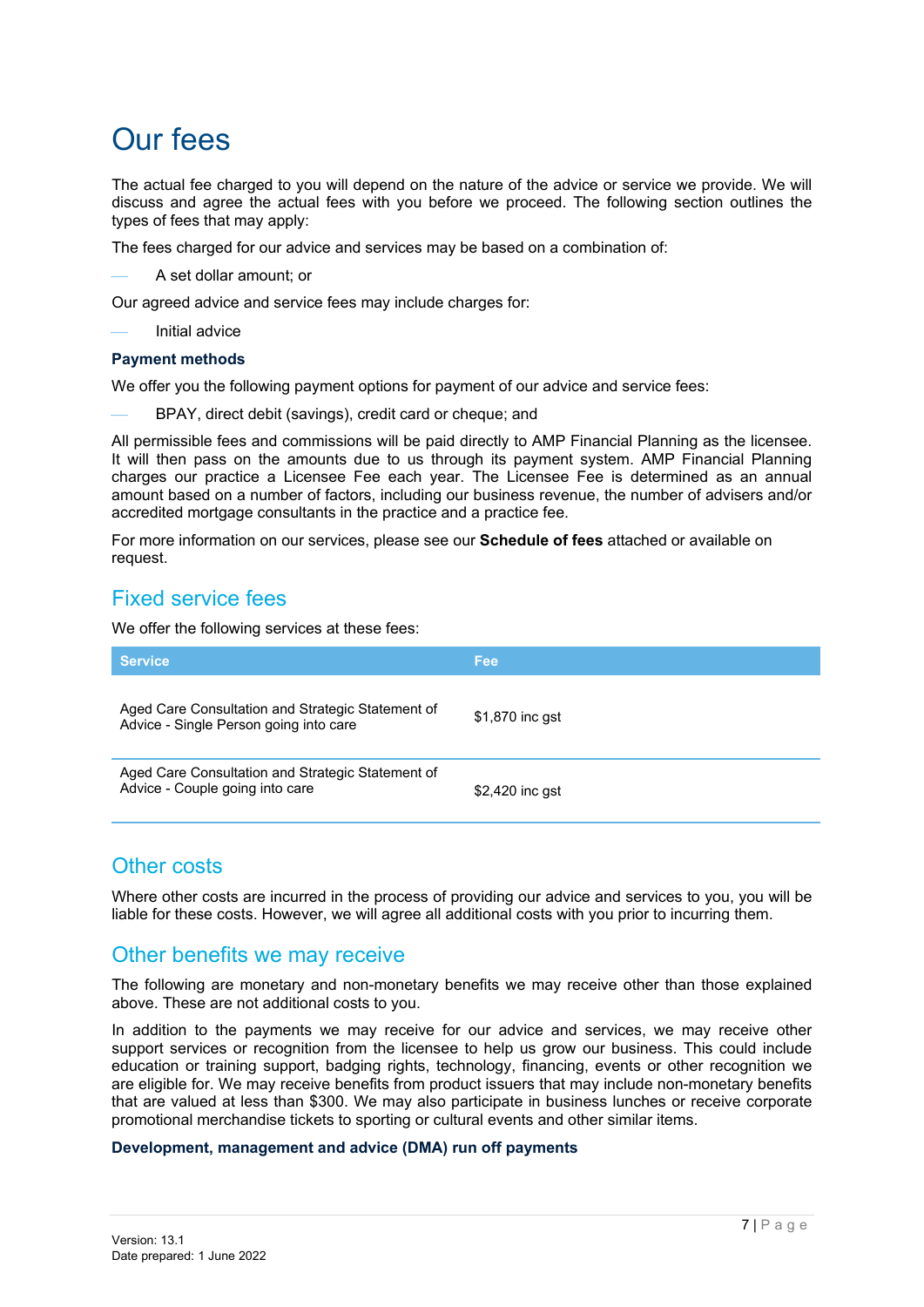# Our fees

The actual fee charged to you will depend on the nature of the advice or service we provide. We will discuss and agree the actual fees with you before we proceed. The following section outlines the types of fees that may apply:

The fees charged for our advice and services may be based on a combination of:

- A set dollar amount; or

Our agreed advice and service fees may include charges for:

- Initial advice

### Payment methods

We offer you the following payment options for payment of our advice and service fees:

- BPAY, direct debit (savings), credit card or cheque; and

All permissible fees and commissions will be paid directly to AMP Financial Planning as the licensee. It will then pass on the amounts due to us through its payment system. AMP Financial Planning charges our practice a Licensee Fee each year. The Licensee Fee is determined as an annual amount based on a number of factors, including our business revenue, the number of advisers and/or accredited mortgage consultants in the practice and a practice fee.

For more information on our services, please see our **Schedule of fees** attached or available on request.

## Fixed service fees

We offer the following services at these fees:

| Service | Fee |
|---|---|
| Aged Care Consultation and Strategic Statement of Advice - Single Person going into care | $1,870 inc gst |
| Aged Care Consultation and Strategic Statement of Advice - Couple going into care | $2,420 inc gst |

## Other costs

Where other costs are incurred in the process of providing our advice and services to you, you will be liable for these costs. However, we will agree all additional costs with you prior to incurring them.

## Other benefits we may receive

The following are monetary and non-monetary benefits we may receive other than those explained above. These are not additional costs to you.

In addition to the payments we may receive for our advice and services, we may receive other support services or recognition from the licensee to help us grow our business. This could include education or training support, badging rights, technology, financing, events or other recognition we are eligible for. We may receive benefits from product issuers that may include non-monetary benefits that are valued at less than $300. We may also participate in business lunches or receive corporate promotional merchandise tickets to sporting or cultural events and other similar items.

### Development, management and advice (DMA) run off payments

Version: 13.1
Date prepared: 1 June 2022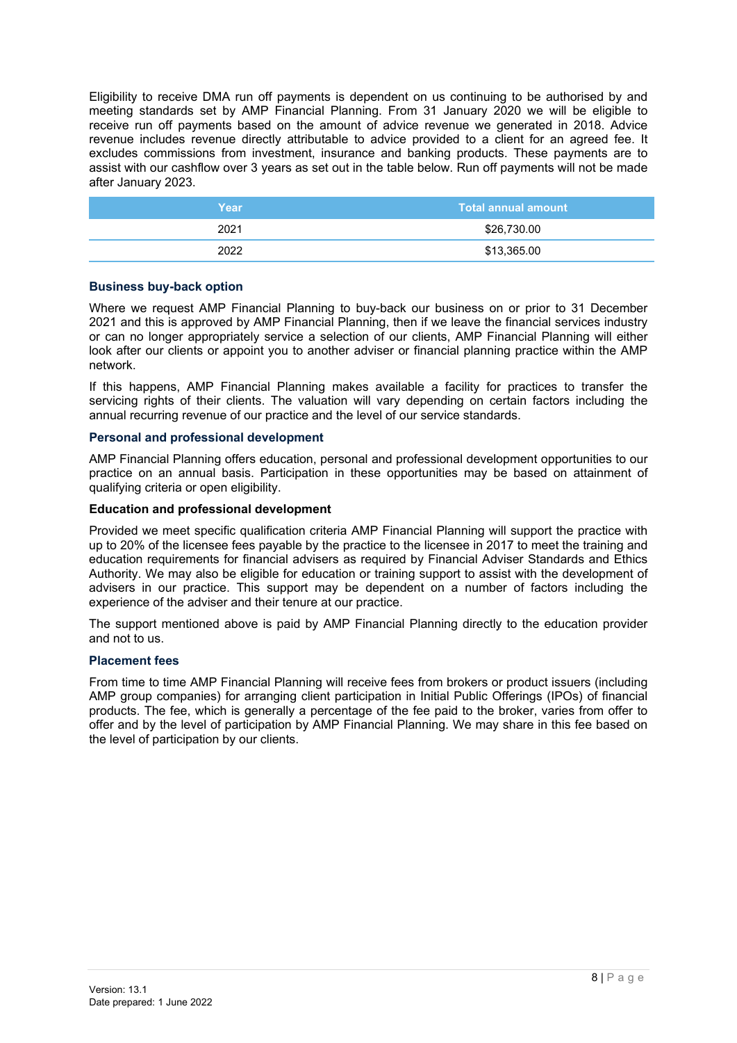Eligibility to receive DMA run off payments is dependent on us continuing to be authorised by and meeting standards set by AMP Financial Planning. From 31 January 2020 we will be eligible to receive run off payments based on the amount of advice revenue we generated in 2018. Advice revenue includes revenue directly attributable to advice provided to a client for an agreed fee. It excludes commissions from investment, insurance and banking products. These payments are to assist with our cashflow over 3 years as set out in the table below. Run off payments will not be made after January 2023.

| Year | Total annual amount |
|---|---|
| 2021 | $26,730.00 |
| 2022 | $13,365.00 |

### Business buy-back option

Where we request AMP Financial Planning to buy-back our business on or prior to 31 December 2021 and this is approved by AMP Financial Planning, then if we leave the financial services industry or can no longer appropriately service a selection of our clients, AMP Financial Planning will either look after our clients or appoint you to another adviser or financial planning practice within the AMP network.

If this happens, AMP Financial Planning makes available a facility for practices to transfer the servicing rights of their clients. The valuation will vary depending on certain factors including the annual recurring revenue of our practice and the level of our service standards.

### Personal and professional development

AMP Financial Planning offers education, personal and professional development opportunities to our practice on an annual basis. Participation in these opportunities may be based on attainment of qualifying criteria or open eligibility.

#### Education and professional development

Provided we meet specific qualification criteria AMP Financial Planning will support the practice with up to 20% of the licensee fees payable by the practice to the licensee in 2017 to meet the training and education requirements for financial advisers as required by Financial Adviser Standards and Ethics Authority. We may also be eligible for education or training support to assist with the development of advisers in our practice. This support may be dependent on a number of factors including the experience of the adviser and their tenure at our practice.

The support mentioned above is paid by AMP Financial Planning directly to the education provider and not to us.

### Placement fees

From time to time AMP Financial Planning will receive fees from brokers or product issuers (including AMP group companies) for arranging client participation in Initial Public Offerings (IPOs) of financial products. The fee, which is generally a percentage of the fee paid to the broker, varies from offer to offer and by the level of participation by AMP Financial Planning. We may share in this fee based on the level of participation by our clients.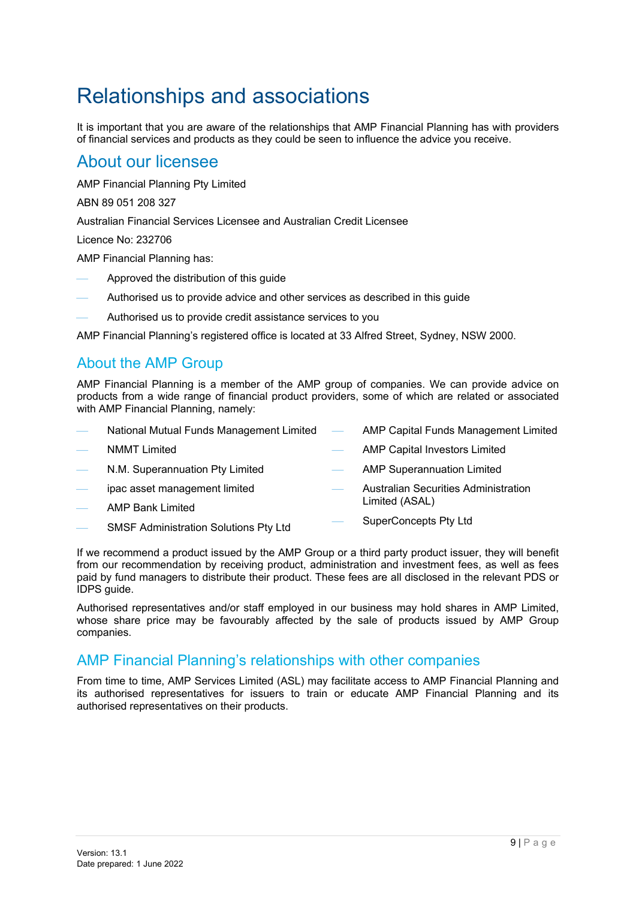# Relationships and associations

It is important that you are aware of the relationships that AMP Financial Planning has with providers of financial services and products as they could be seen to influence the advice you receive.

## About our licensee

AMP Financial Planning Pty Limited

ABN 89 051 208 327

Australian Financial Services Licensee and Australian Credit Licensee

Licence No: 232706

AMP Financial Planning has:

- Approved the distribution of this guide
- Authorised us to provide advice and other services as described in this guide
- Authorised us to provide credit assistance services to you

AMP Financial Planning's registered office is located at 33 Alfred Street, Sydney, NSW 2000.

## About the AMP Group

AMP Financial Planning is a member of the AMP group of companies. We can provide advice on products from a wide range of financial product providers, some of which are related or associated with AMP Financial Planning, namely:

- National Mutual Funds Management Limited
- NMMT Limited
- N.M. Superannuation Pty Limited
- ipac asset management limited
- AMP Bank Limited
- SMSF Administration Solutions Pty Ltd
- AMP Capital Funds Management Limited
- AMP Capital Investors Limited
- AMP Superannuation Limited
- Australian Securities Administration Limited (ASAL)
- SuperConcepts Pty Ltd

If we recommend a product issued by the AMP Group or a third party product issuer, they will benefit from our recommendation by receiving product, administration and investment fees, as well as fees paid by fund managers to distribute their product. These fees are all disclosed in the relevant PDS or IDPS guide.

Authorised representatives and/or staff employed in our business may hold shares in AMP Limited, whose share price may be favourably affected by the sale of products issued by AMP Group companies.

## AMP Financial Planning's relationships with other companies

From time to time, AMP Services Limited (ASL) may facilitate access to AMP Financial Planning and its authorised representatives for issuers to train or educate AMP Financial Planning and its authorised representatives on their products.

Version: 13.1
Date prepared: 1 June 2022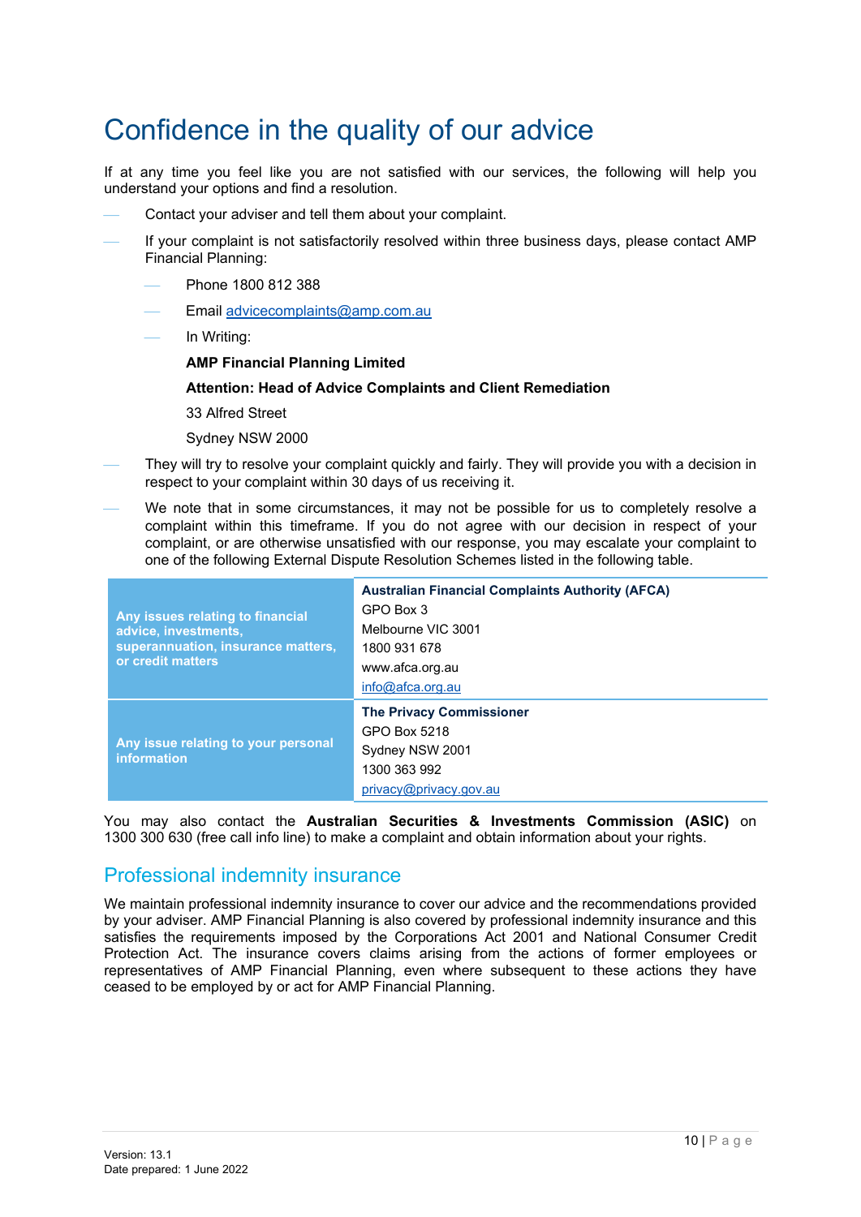# Confidence in the quality of our advice

If at any time you feel like you are not satisfied with our services, the following will help you understand your options and find a resolution.

- Contact your adviser and tell them about your complaint.
- If your complaint is not satisfactorily resolved within three business days, please contact AMP Financial Planning:
  - Phone 1800 812 388
  - Email advicecomplaints@amp.com.au
  - In Writing:

    **AMP Financial Planning Limited**

    **Attention: Head of Advice Complaints and Client Remediation**

    33 Alfred Street

    Sydney NSW 2000
- They will try to resolve your complaint quickly and fairly. They will provide you with a decision in respect to your complaint within 30 days of us receiving it.
- We note that in some circumstances, it may not be possible for us to completely resolve a complaint within this timeframe. If you do not agree with our decision in respect of your complaint, or are otherwise unsatisfied with our response, you may escalate your complaint to one of the following External Dispute Resolution Schemes listed in the following table.

| | |
|---|---|
| **Any issues relating to financial advice, investments, superannuation, insurance matters, or credit matters** | **Australian Financial Complaints Authority (AFCA)**<br>GPO Box 3<br>Melbourne VIC 3001<br>1800 931 678<br>www.afca.org.au<br>info@afca.org.au |
| **Any issue relating to your personal information** | **The Privacy Commissioner**<br>GPO Box 5218<br>Sydney NSW 2001<br>1300 363 992<br>privacy@privacy.gov.au |

You may also contact the **Australian Securities & Investments Commission (ASIC)** on 1300 300 630 (free call info line) to make a complaint and obtain information about your rights.

## Professional indemnity insurance

We maintain professional indemnity insurance to cover our advice and the recommendations provided by your adviser. AMP Financial Planning is also covered by professional indemnity insurance and this satisfies the requirements imposed by the Corporations Act 2001 and National Consumer Credit Protection Act. The insurance covers claims arising from the actions of former employees or representatives of AMP Financial Planning, even where subsequent to these actions they have ceased to be employed by or act for AMP Financial Planning.

Version: 13.1
Date prepared: 1 June 2022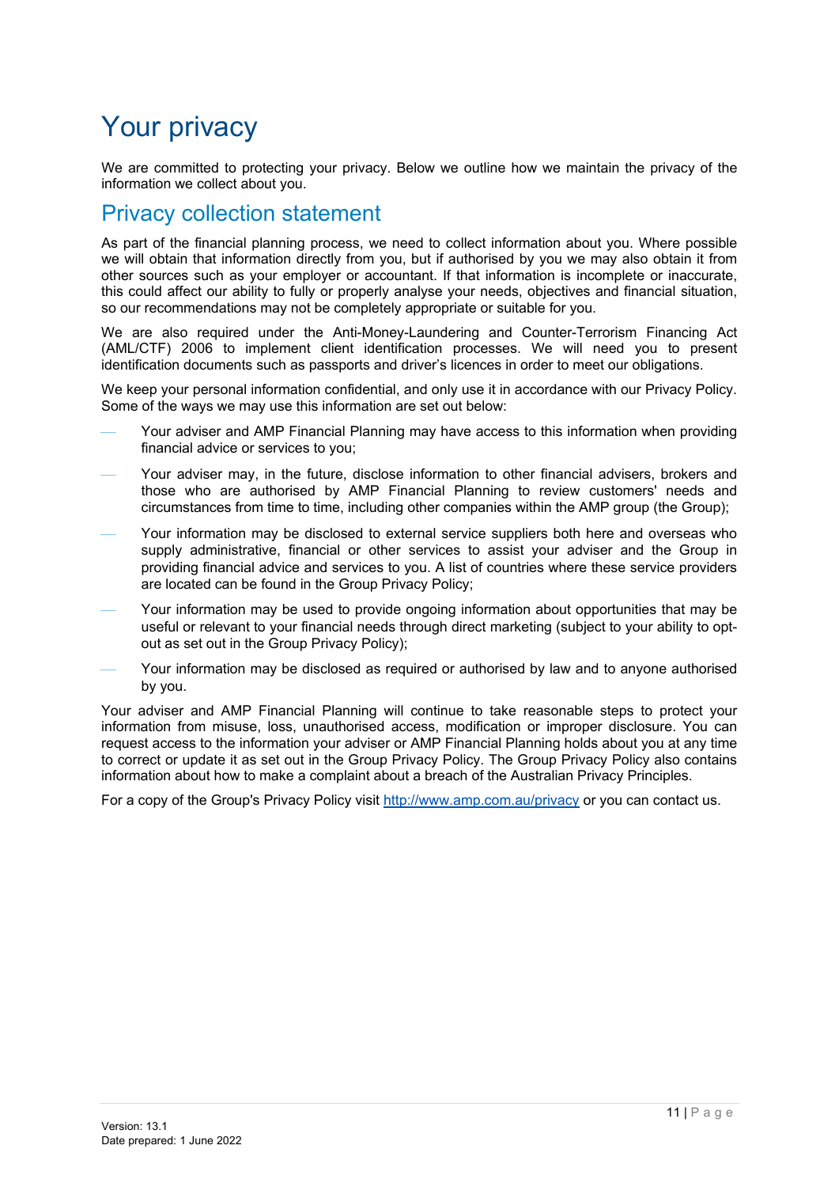# Your privacy

We are committed to protecting your privacy. Below we outline how we maintain the privacy of the information we collect about you.

## Privacy collection statement

As part of the financial planning process, we need to collect information about you. Where possible we will obtain that information directly from you, but if authorised by you we may also obtain it from other sources such as your employer or accountant. If that information is incomplete or inaccurate, this could affect our ability to fully or properly analyse your needs, objectives and financial situation, so our recommendations may not be completely appropriate or suitable for you.

We are also required under the Anti-Money-Laundering and Counter-Terrorism Financing Act (AML/CTF) 2006 to implement client identification processes. We will need you to present identification documents such as passports and driver's licences in order to meet our obligations.

We keep your personal information confidential, and only use it in accordance with our Privacy Policy. Some of the ways we may use this information are set out below:

- Your adviser and AMP Financial Planning may have access to this information when providing financial advice or services to you;
- Your adviser may, in the future, disclose information to other financial advisers, brokers and those who are authorised by AMP Financial Planning to review customers' needs and circumstances from time to time, including other companies within the AMP group (the Group);
- Your information may be disclosed to external service suppliers both here and overseas who supply administrative, financial or other services to assist your adviser and the Group in providing financial advice and services to you. A list of countries where these service providers are located can be found in the Group Privacy Policy;
- Your information may be used to provide ongoing information about opportunities that may be useful or relevant to your financial needs through direct marketing (subject to your ability to opt-out as set out in the Group Privacy Policy);
- Your information may be disclosed as required or authorised by law and to anyone authorised by you.

Your adviser and AMP Financial Planning will continue to take reasonable steps to protect your information from misuse, loss, unauthorised access, modification or improper disclosure. You can request access to the information your adviser or AMP Financial Planning holds about you at any time to correct or update it as set out in the Group Privacy Policy. The Group Privacy Policy also contains information about how to make a complaint about a breach of the Australian Privacy Principles.

For a copy of the Group's Privacy Policy visit http://www.amp.com.au/privacy or you can contact us.

Version: 13.1
Date prepared: 1 June 2022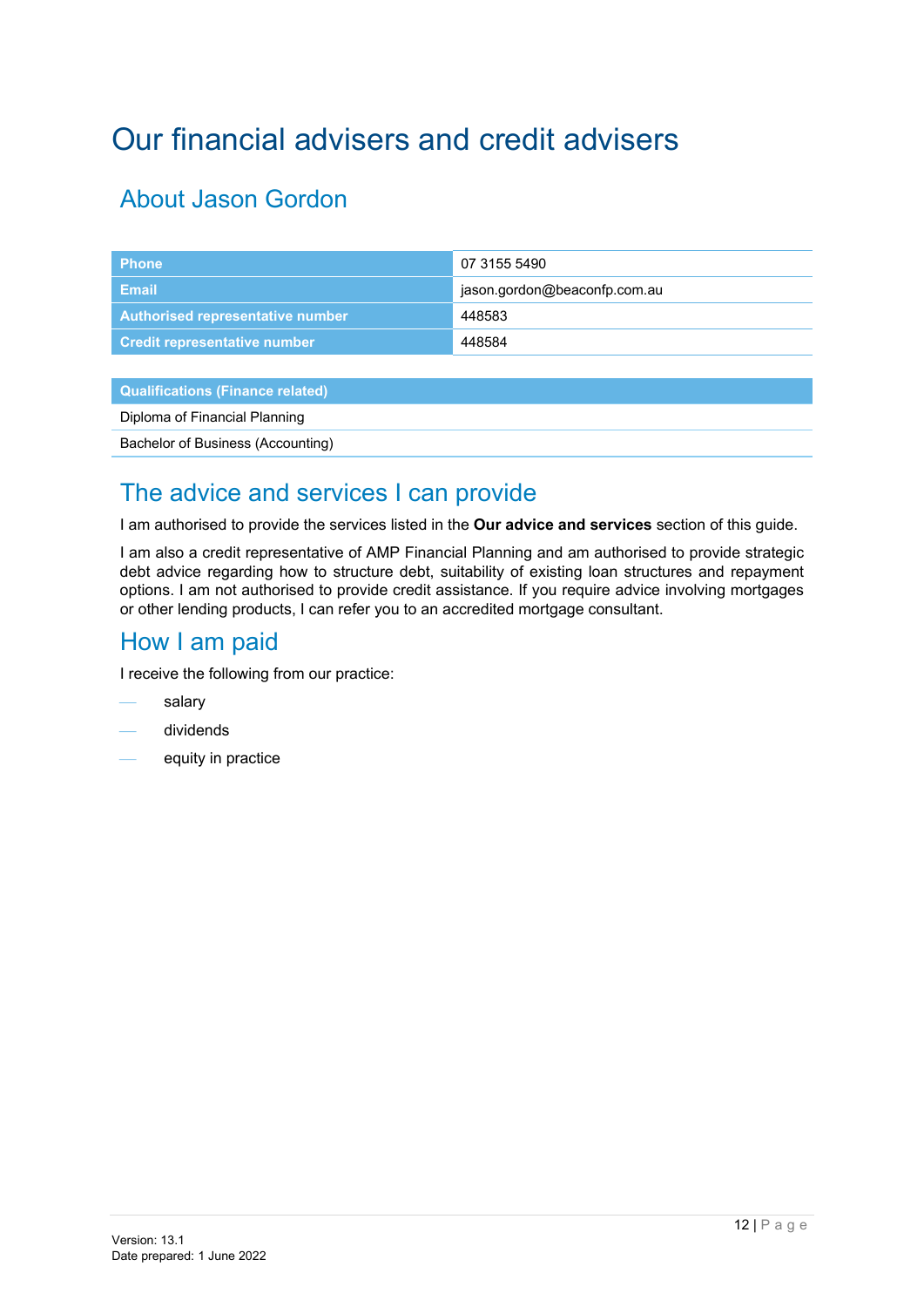# Our financial advisers and credit advisers

## About Jason Gordon

| | |
|---|---|
| **Phone** | 07 3155 5490 |
| **Email** | jason.gordon@beaconfp.com.au |
| **Authorised representative number** | 448583 |
| **Credit representative number** | 448584 |

| Qualifications (Finance related) |
|---|
| Diploma of Financial Planning |
| Bachelor of Business (Accounting) |

## The advice and services I can provide

I am authorised to provide the services listed in the **Our advice and services** section of this guide.

I am also a credit representative of AMP Financial Planning and am authorised to provide strategic debt advice regarding how to structure debt, suitability of existing loan structures and repayment options. I am not authorised to provide credit assistance. If you require advice involving mortgages or other lending products, I can refer you to an accredited mortgage consultant.

## How I am paid

I receive the following from our practice:

- salary
- dividends
- equity in practice

Version: 13.1
Date prepared: 1 June 2022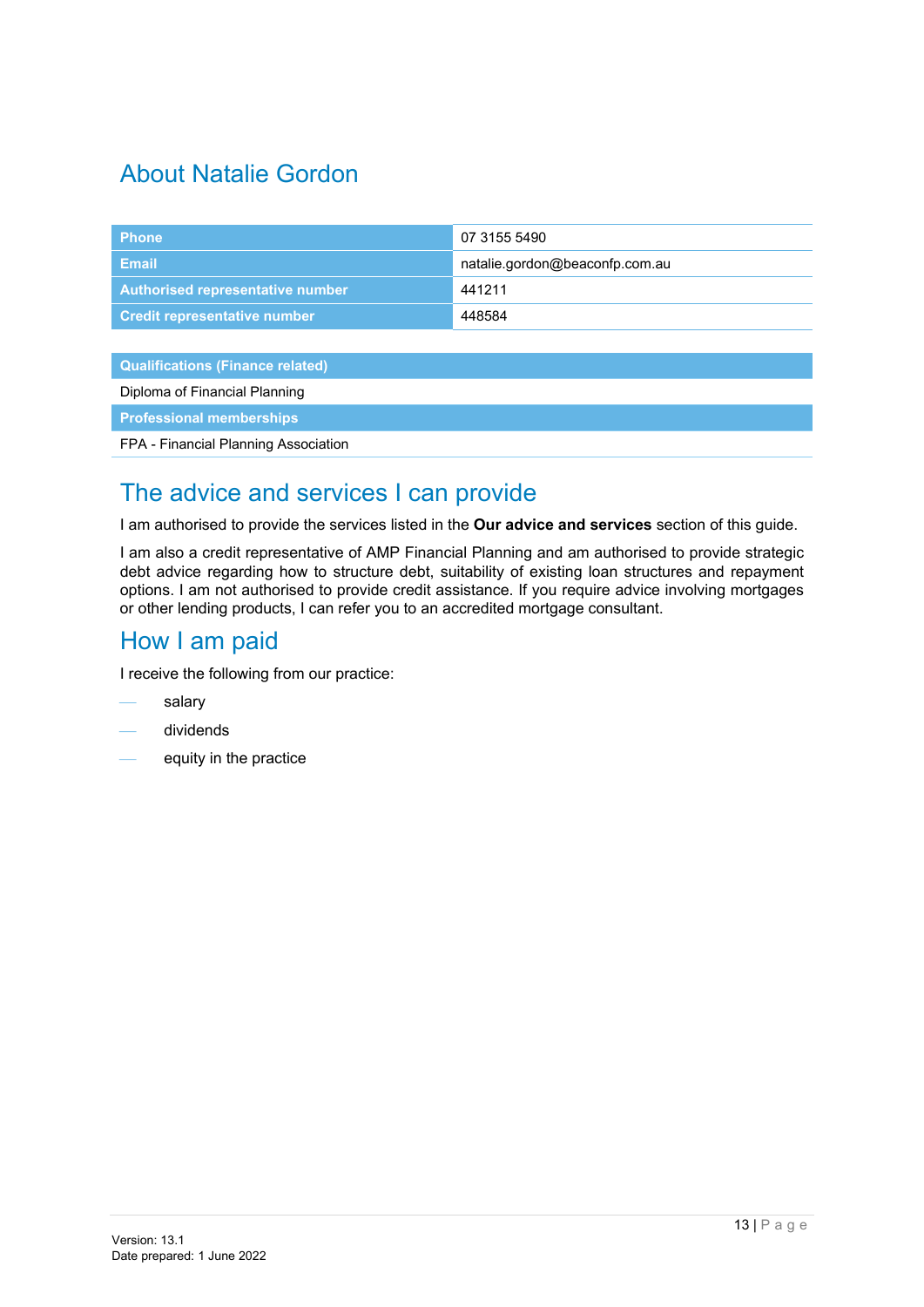# About Natalie Gordon

| | |
|---|---|
| **Phone** | 07 3155 5490 |
| **Email** | natalie.gordon@beaconfp.com.au |
| **Authorised representative number** | 441211 |
| **Credit representative number** | 448584 |

| **Qualifications (Finance related)** |
|---|
| Diploma of Financial Planning |
| **Professional memberships** |
| FPA - Financial Planning Association |

## The advice and services I can provide

I am authorised to provide the services listed in the **Our advice and services** section of this guide.

I am also a credit representative of AMP Financial Planning and am authorised to provide strategic debt advice regarding how to structure debt, suitability of existing loan structures and repayment options. I am not authorised to provide credit assistance. If you require advice involving mortgages or other lending products, I can refer you to an accredited mortgage consultant.

## How I am paid

I receive the following from our practice:

- salary
- dividends
- equity in the practice

Version: 13.1
Date prepared: 1 June 2022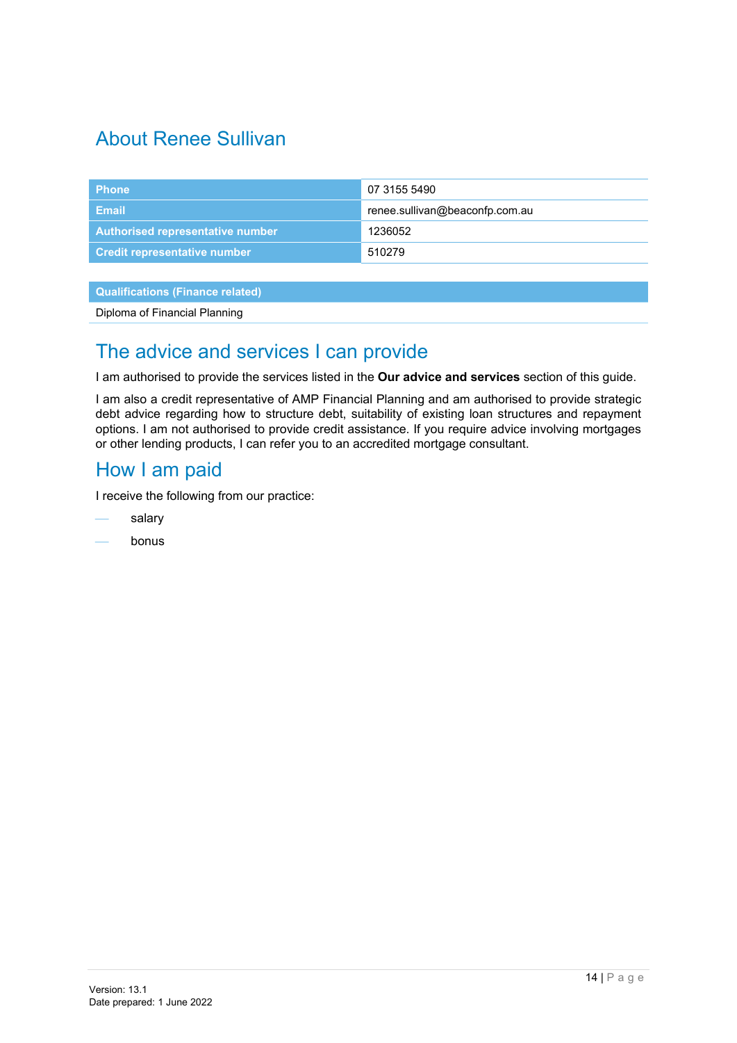## About Renee Sullivan

| | |
|---|---|
| **Phone** | 07 3155 5490 |
| **Email** | renee.sullivan@beaconfp.com.au |
| **Authorised representative number** | 1236052 |
| **Credit representative number** | 510279 |

| **Qualifications (Finance related)** |
|---|
| Diploma of Financial Planning |

## The advice and services I can provide

I am authorised to provide the services listed in the **Our advice and services** section of this guide.

I am also a credit representative of AMP Financial Planning and am authorised to provide strategic debt advice regarding how to structure debt, suitability of existing loan structures and repayment options. I am not authorised to provide credit assistance. If you require advice involving mortgages or other lending products, I can refer you to an accredited mortgage consultant.

## How I am paid

I receive the following from our practice:

- salary
- bonus

Version: 13.1
Date prepared: 1 June 2022